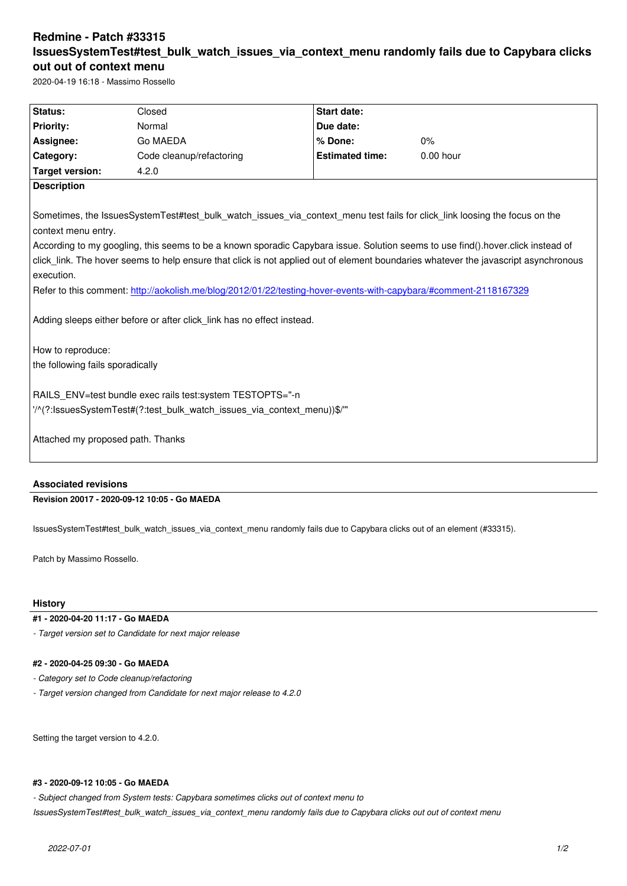# Redmine - Patch #33315
# IssuesSystemTest#test_bulk_watch_issues_via_context_menu randomly fails due to Capybara clicks out out of context menu

2020-04-19 16:18 - Massimo Rossello

| Status: | Closed | Start date: | |
| --- | --- | --- | --- |
| Priority: | Normal | Due date: | |
| Assignee: | Go MAEDA | % Done: | 0% |
| Category: | Code cleanup/refactoring | Estimated time: | 0.00 hour |
| Target version: | 4.2.0 | | |

**Description**

Sometimes, the IssuesSystemTest#test_bulk_watch_issues_via_context_menu test fails for click_link loosing the focus on the context menu entry.
According to my googling, this seems to be a known sporadic Capybara issue. Solution seems to use find().hover.click instead of click_link. The hover seems to help ensure that click is not applied out of element boundaries whatever the javascript asynchronous execution.
Refer to this comment: http://aokolish.me/blog/2012/01/22/testing-hover-events-with-capybara/#comment-2118167329

Adding sleeps either before or after click_link has no effect instead.

How to reproduce:
the following fails sporadically

RAILS_ENV=test bundle exec rails test:system TESTOPTS="-n '/^(?:IssuesSystemTest#(?:test_bulk_watch_issues_via_context_menu))$/'"

Attached my proposed path. Thanks

## Associated revisions

**Revision 20017 - 2020-09-12 10:05 - Go MAEDA**

IssuesSystemTest#test_bulk_watch_issues_via_context_menu randomly fails due to Capybara clicks out of an element (#33315).

Patch by Massimo Rossello.

## History

**#1 - 2020-04-20 11:17 - Go MAEDA**

*- Target version set to Candidate for next major release*

**#2 - 2020-04-25 09:30 - Go MAEDA**

*- Category set to Code cleanup/refactoring*

*- Target version changed from Candidate for next major release to 4.2.0*

Setting the target version to 4.2.0.

**#3 - 2020-09-12 10:05 - Go MAEDA**

*- Subject changed from System tests: Capybara sometimes clicks out of context menu to IssuesSystemTest#test_bulk_watch_issues_via_context_menu randomly fails due to Capybara clicks out out of context menu*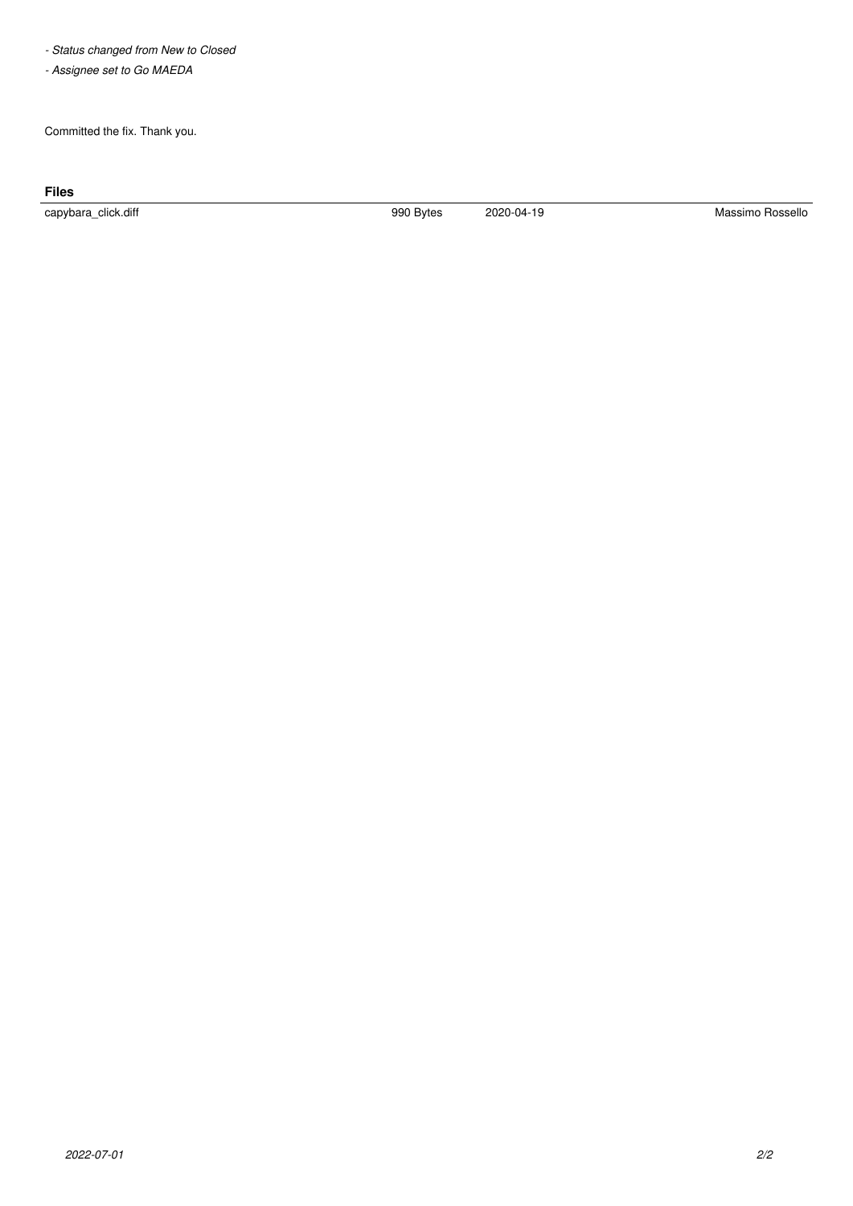- *Status changed from New to Closed*
- *Assignee set to Go MAEDA*

Committed the fix. Thank you.

**Files**

| | | | |
|---|---|---|---|
| capybara_click.diff | 990 Bytes | 2020-04-19 | Massimo Rossello |